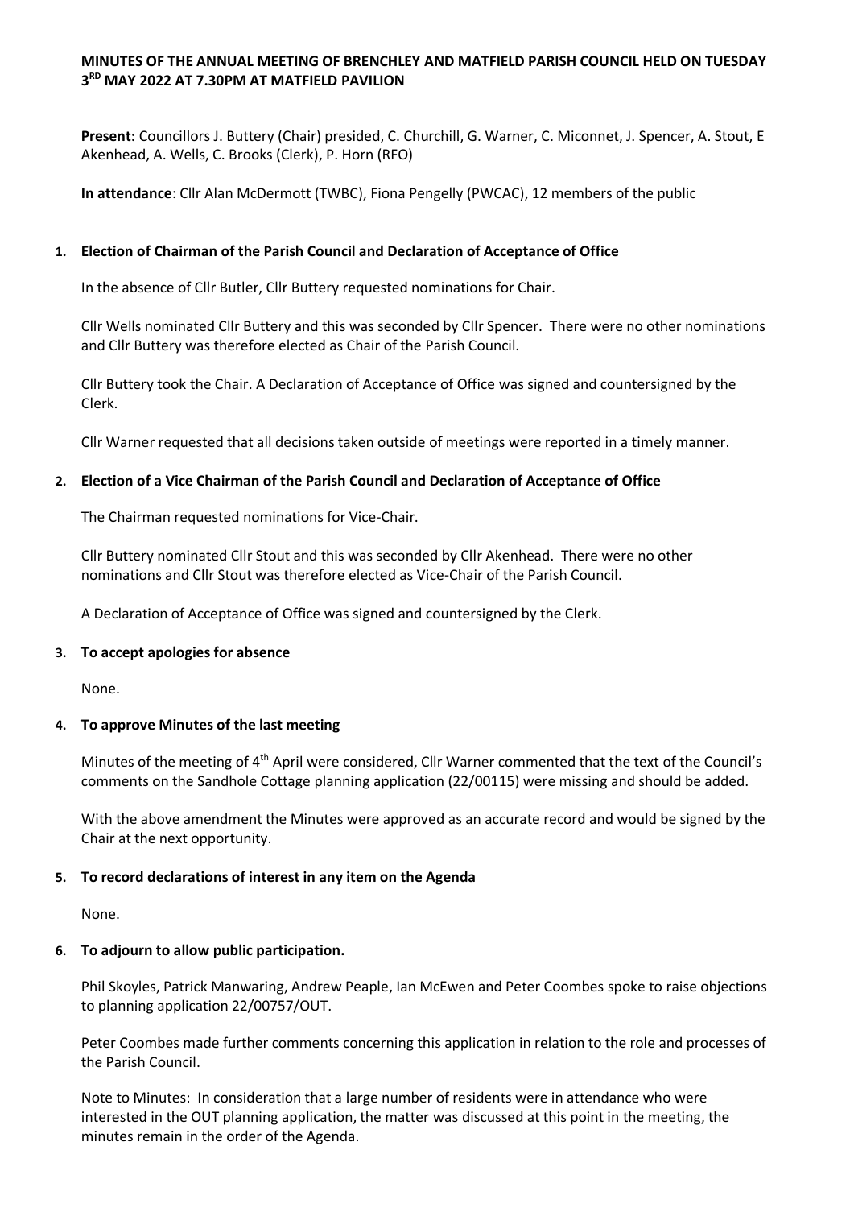**MINUTES OF THE ANNUAL MEETING OF BRENCHLEY AND MATFIELD PARISH COUNCIL HELD ON TUESDAY 3RD MAY 2022 AT 7.30PM AT MATFIELD PAVILION**

**Present:** Councillors J. Buttery (Chair) presided, C. Churchill, G. Warner, C. Miconnet, J. Spencer, A. Stout, E Akenhead, A. Wells, C. Brooks (Clerk), P. Horn (RFO)

**In attendance**: Cllr Alan McDermott (TWBC), Fiona Pengelly (PWCAC), 12 members of the public

1. **Election of Chairman of the Parish Council and Declaration of Acceptance of Office**

   In the absence of Cllr Butler, Cllr Buttery requested nominations for Chair.

   Cllr Wells nominated Cllr Buttery and this was seconded by Cllr Spencer. There were no other nominations and Cllr Buttery was therefore elected as Chair of the Parish Council.

   Cllr Buttery took the Chair. A Declaration of Acceptance of Office was signed and countersigned by the Clerk.

   Cllr Warner requested that all decisions taken outside of meetings were reported in a timely manner.

2. **Election of a Vice Chairman of the Parish Council and Declaration of Acceptance of Office**

   The Chairman requested nominations for Vice-Chair.

   Cllr Buttery nominated Cllr Stout and this was seconded by Cllr Akenhead. There were no other nominations and Cllr Stout was therefore elected as Vice-Chair of the Parish Council.

   A Declaration of Acceptance of Office was signed and countersigned by the Clerk.

3. **To accept apologies for absence**

   None.

4. **To approve Minutes of the last meeting**

   Minutes of the meeting of 4th April were considered, Cllr Warner commented that the text of the Council's comments on the Sandhole Cottage planning application (22/00115) were missing and should be added.

   With the above amendment the Minutes were approved as an accurate record and would be signed by the Chair at the next opportunity.

5. **To record declarations of interest in any item on the Agenda**

   None.

6. **To adjourn to allow public participation.**

   Phil Skoyles, Patrick Manwaring, Andrew Peaple, Ian McEwen and Peter Coombes spoke to raise objections to planning application 22/00757/OUT.

   Peter Coombes made further comments concerning this application in relation to the role and processes of the Parish Council.

   Note to Minutes: In consideration that a large number of residents were in attendance who were interested in the OUT planning application, the matter was discussed at this point in the meeting, the minutes remain in the order of the Agenda.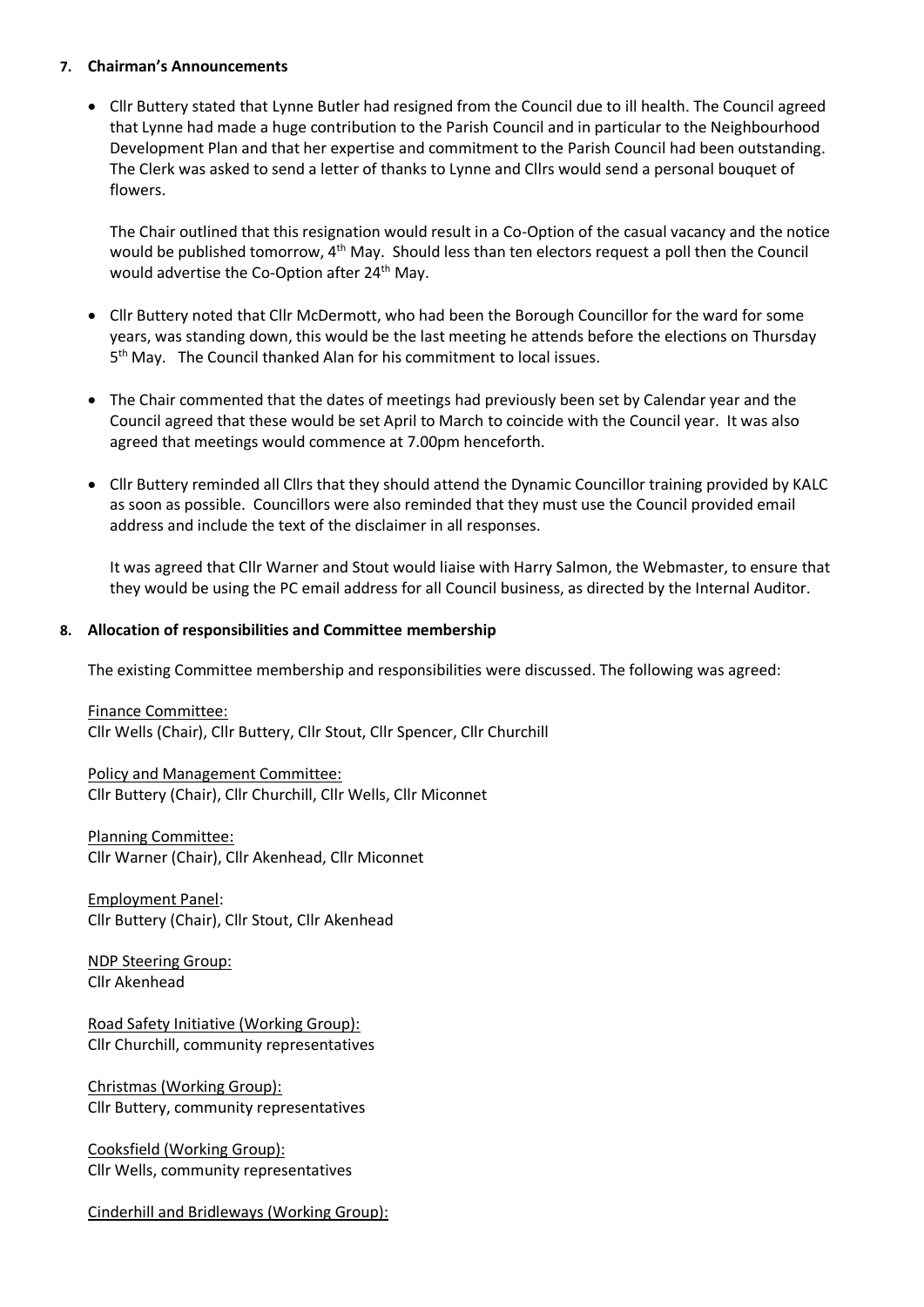**7. Chairman's Announcements**

- Cllr Buttery stated that Lynne Butler had resigned from the Council due to ill health. The Council agreed that Lynne had made a huge contribution to the Parish Council and in particular to the Neighbourhood Development Plan and that her expertise and commitment to the Parish Council had been outstanding. The Clerk was asked to send a letter of thanks to Lynne and Cllrs would send a personal bouquet of flowers.

  The Chair outlined that this resignation would result in a Co-Option of the casual vacancy and the notice would be published tomorrow, 4th May. Should less than ten electors request a poll then the Council would advertise the Co-Option after 24th May.

- Cllr Buttery noted that Cllr McDermott, who had been the Borough Councillor for the ward for some years, was standing down, this would be the last meeting he attends before the elections on Thursday 5th May. The Council thanked Alan for his commitment to local issues.

- The Chair commented that the dates of meetings had previously been set by Calendar year and the Council agreed that these would be set April to March to coincide with the Council year. It was also agreed that meetings would commence at 7.00pm henceforth.

- Cllr Buttery reminded all Cllrs that they should attend the Dynamic Councillor training provided by KALC as soon as possible. Councillors were also reminded that they must use the Council provided email address and include the text of the disclaimer in all responses.

  It was agreed that Cllr Warner and Stout would liaise with Harry Salmon, the Webmaster, to ensure that they would be using the PC email address for all Council business, as directed by the Internal Auditor.

**8. Allocation of responsibilities and Committee membership**

The existing Committee membership and responsibilities were discussed. The following was agreed:

Finance Committee:
Cllr Wells (Chair), Cllr Buttery, Cllr Stout, Cllr Spencer, Cllr Churchill

Policy and Management Committee:
Cllr Buttery (Chair), Cllr Churchill, Cllr Wells, Cllr Miconnet

Planning Committee:
Cllr Warner (Chair), Cllr Akenhead, Cllr Miconnet

Employment Panel:
Cllr Buttery (Chair), Cllr Stout, Cllr Akenhead

NDP Steering Group:
Cllr Akenhead

Road Safety Initiative (Working Group):
Cllr Churchill, community representatives

Christmas (Working Group):
Cllr Buttery, community representatives

Cooksfield (Working Group):
Cllr Wells, community representatives

Cinderhill and Bridleways (Working Group):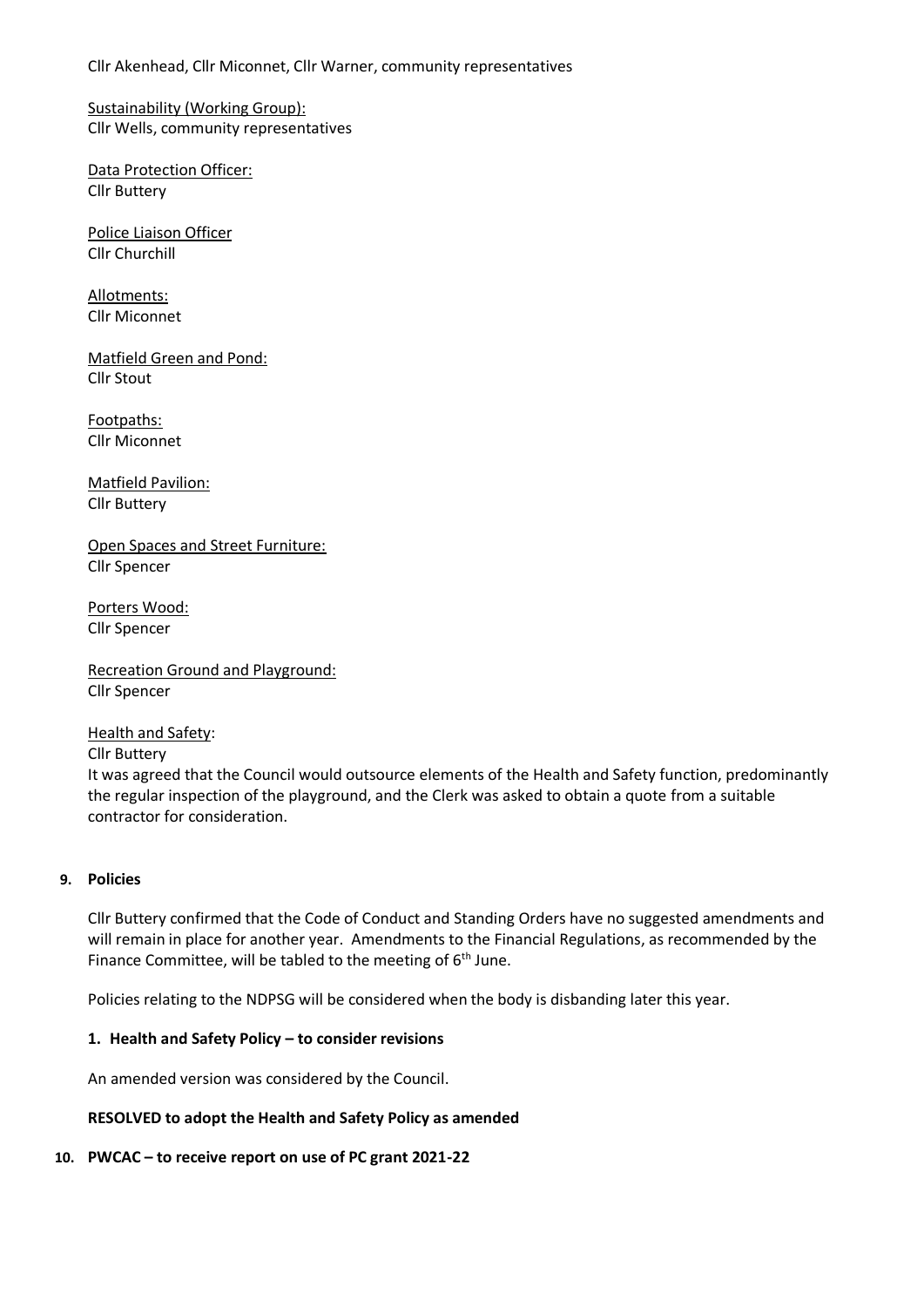Cllr Akenhead, Cllr Miconnet, Cllr Warner, community representatives

Sustainability (Working Group):
Cllr Wells, community representatives

Data Protection Officer:
Cllr Buttery

Police Liaison Officer
Cllr Churchill

Allotments:
Cllr Miconnet

Matfield Green and Pond:
Cllr Stout

Footpaths:
Cllr Miconnet

Matfield Pavilion:
Cllr Buttery

Open Spaces and Street Furniture:
Cllr Spencer

Porters Wood:
Cllr Spencer

Recreation Ground and Playground:
Cllr Spencer

Health and Safety:
Cllr Buttery
It was agreed that the Council would outsource elements of the Health and Safety function, predominantly the regular inspection of the playground, and the Clerk was asked to obtain a quote from a suitable contractor for consideration.

**9. Policies**

Cllr Buttery confirmed that the Code of Conduct and Standing Orders have no suggested amendments and will remain in place for another year. Amendments to the Financial Regulations, as recommended by the Finance Committee, will be tabled to the meeting of 6th June.

Policies relating to the NDPSG will be considered when the body is disbanding later this year.

**1. Health and Safety Policy – to consider revisions**

An amended version was considered by the Council.

**RESOLVED to adopt the Health and Safety Policy as amended**

**10. PWCAC – to receive report on use of PC grant 2021-22**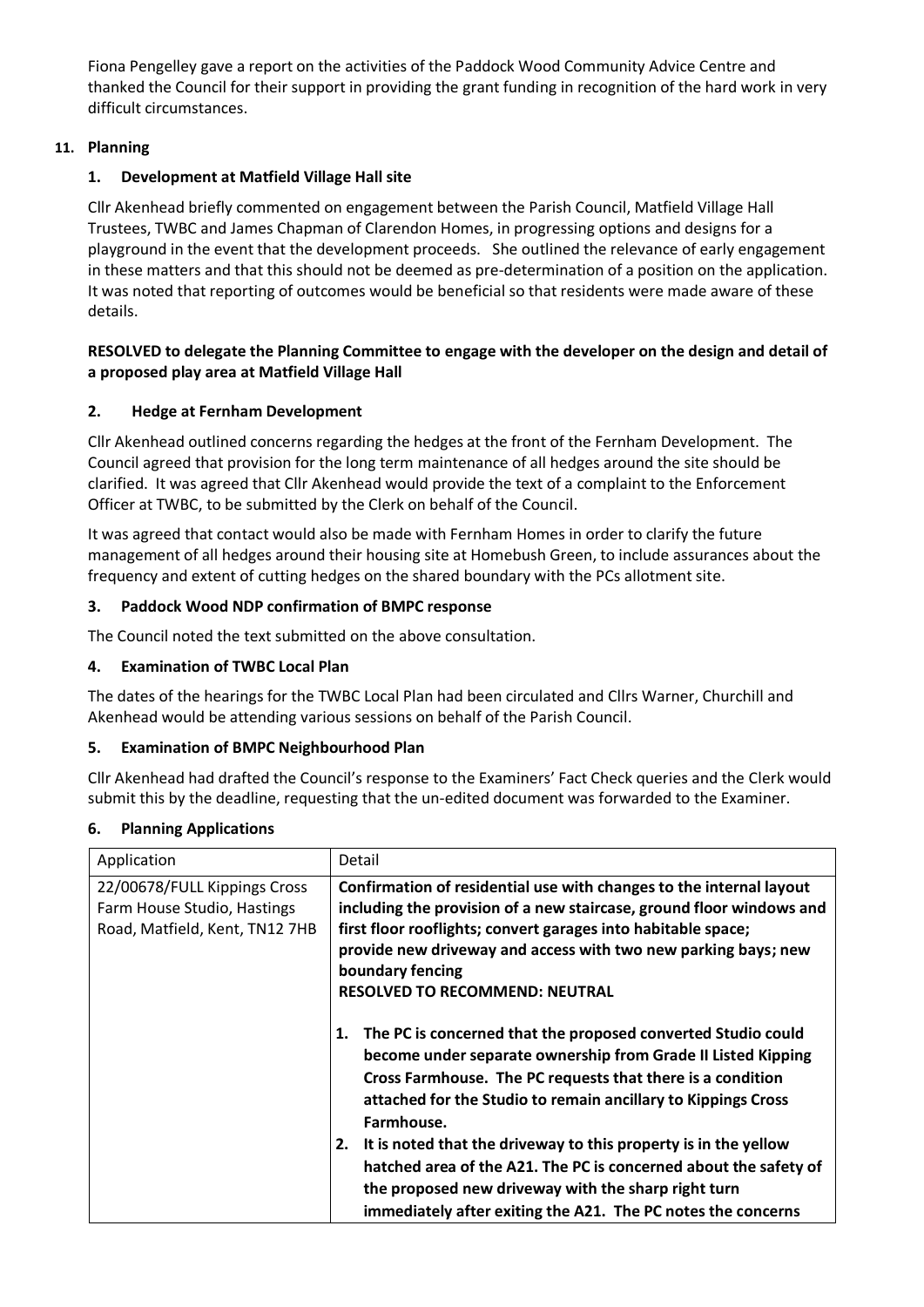Fiona Pengelley gave a report on the activities of the Paddock Wood Community Advice Centre and thanked the Council for their support in providing the grant funding in recognition of the hard work in very difficult circumstances.

## 11. Planning

### 1. Development at Matfield Village Hall site

Cllr Akenhead briefly commented on engagement between the Parish Council, Matfield Village Hall Trustees, TWBC and James Chapman of Clarendon Homes, in progressing options and designs for a playground in the event that the development proceeds. She outlined the relevance of early engagement in these matters and that this should not be deemed as pre-determination of a position on the application. It was noted that reporting of outcomes would be beneficial so that residents were made aware of these details.

**RESOLVED to delegate the Planning Committee to engage with the developer on the design and detail of a proposed play area at Matfield Village Hall**

### 2. Hedge at Fernham Development

Cllr Akenhead outlined concerns regarding the hedges at the front of the Fernham Development. The Council agreed that provision for the long term maintenance of all hedges around the site should be clarified. It was agreed that Cllr Akenhead would provide the text of a complaint to the Enforcement Officer at TWBC, to be submitted by the Clerk on behalf of the Council.

It was agreed that contact would also be made with Fernham Homes in order to clarify the future management of all hedges around their housing site at Homebush Green, to include assurances about the frequency and extent of cutting hedges on the shared boundary with the PCs allotment site.

### 3. Paddock Wood NDP confirmation of BMPC response

The Council noted the text submitted on the above consultation.

### 4. Examination of TWBC Local Plan

The dates of the hearings for the TWBC Local Plan had been circulated and Cllrs Warner, Churchill and Akenhead would be attending various sessions on behalf of the Parish Council.

### 5. Examination of BMPC Neighbourhood Plan

Cllr Akenhead had drafted the Council's response to the Examiners' Fact Check queries and the Clerk would submit this by the deadline, requesting that the un-edited document was forwarded to the Examiner.

### 6. Planning Applications

| Application | Detail |
|---|---|
| 22/00678/FULL Kippings Cross Farm House Studio, Hastings Road, Matfield, Kent, TN12 7HB | **Confirmation of residential use with changes to the internal layout including the provision of a new staircase, ground floor windows and first floor rooflights; convert garages into habitable space; provide new driveway and access with two new parking bays; new boundary fencing**<br>**RESOLVED TO RECOMMEND: NEUTRAL**<br>**1. The PC is concerned that the proposed converted Studio could become under separate ownership from Grade II Listed Kipping Cross Farmhouse. The PC requests that there is a condition attached for the Studio to remain ancillary to Kippings Cross Farmhouse.**<br>**2. It is noted that the driveway to this property is in the yellow hatched area of the A21. The PC is concerned about the safety of the proposed new driveway with the sharp right turn immediately after exiting the A21. The PC notes the concerns** |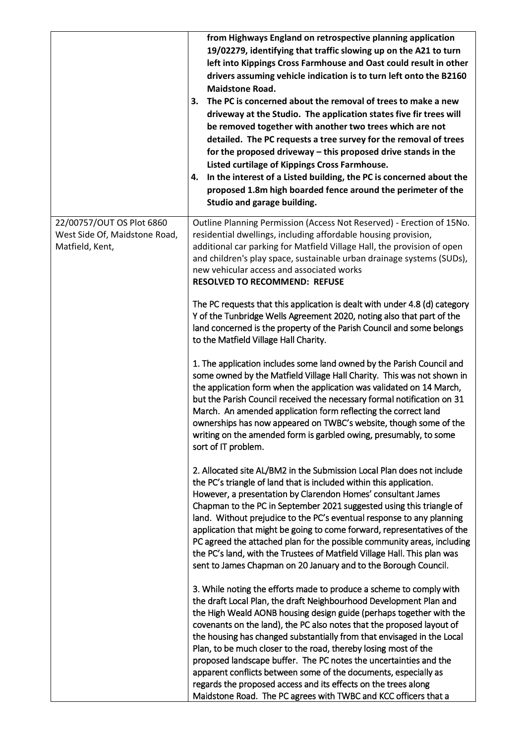| | |
|---|---|
| | **from Highways England on retrospective planning application 19/02279, identifying that traffic slowing up on the A21 to turn left into Kippings Cross Farmhouse and Oast could result in other drivers assuming vehicle indication is to turn left onto the B2160 Maidstone Road.**<br>**3. The PC is concerned about the removal of trees to make a new driveway at the Studio. The application states five fir trees will be removed together with another two trees which are not detailed. The PC requests a tree survey for the removal of trees for the proposed driveway – this proposed drive stands in the Listed curtilage of Kippings Cross Farmhouse.**<br>**4. In the interest of a Listed building, the PC is concerned about the proposed 1.8m high boarded fence around the perimeter of the Studio and garage building.** |
| 22/00757/OUT OS Plot 6860 West Side Of, Maidstone Road, Matfield, Kent, | Outline Planning Permission (Access Not Reserved) - Erection of 15No. residential dwellings, including affordable housing provision, additional car parking for Matfield Village Hall, the provision of open and children's play space, sustainable urban drainage systems (SUDs), new vehicular access and associated works<br>**RESOLVED TO RECOMMEND: REFUSE**<br><br>The PC requests that this application is dealt with under 4.8 (d) category Y of the Tunbridge Wells Agreement 2020, noting also that part of the land concerned is the property of the Parish Council and some belongs to the Matfield Village Hall Charity.<br><br>1. The application includes some land owned by the Parish Council and some owned by the Matfield Village Hall Charity. This was not shown in the application form when the application was validated on 14 March, but the Parish Council received the necessary formal notification on 31 March. An amended application form reflecting the correct land ownerships has now appeared on TWBC's website, though some of the writing on the amended form is garbled owing, presumably, to some sort of IT problem.<br><br>2. Allocated site AL/BM2 in the Submission Local Plan does not include the PC's triangle of land that is included within this application. However, a presentation by Clarendon Homes' consultant James Chapman to the PC in September 2021 suggested using this triangle of land. Without prejudice to the PC's eventual response to any planning application that might be going to come forward, representatives of the PC agreed the attached plan for the possible community areas, including the PC's land, with the Trustees of Matfield Village Hall. This plan was sent to James Chapman on 20 January and to the Borough Council.<br><br>3. While noting the efforts made to produce a scheme to comply with the draft Local Plan, the draft Neighbourhood Development Plan and the High Weald AONB housing design guide (perhaps together with the covenants on the land), the PC also notes that the proposed layout of the housing has changed substantially from that envisaged in the Local Plan, to be much closer to the road, thereby losing most of the proposed landscape buffer. The PC notes the uncertainties and the apparent conflicts between some of the documents, especially as regards the proposed access and its effects on the trees along Maidstone Road. The PC agrees with TWBC and KCC officers that a |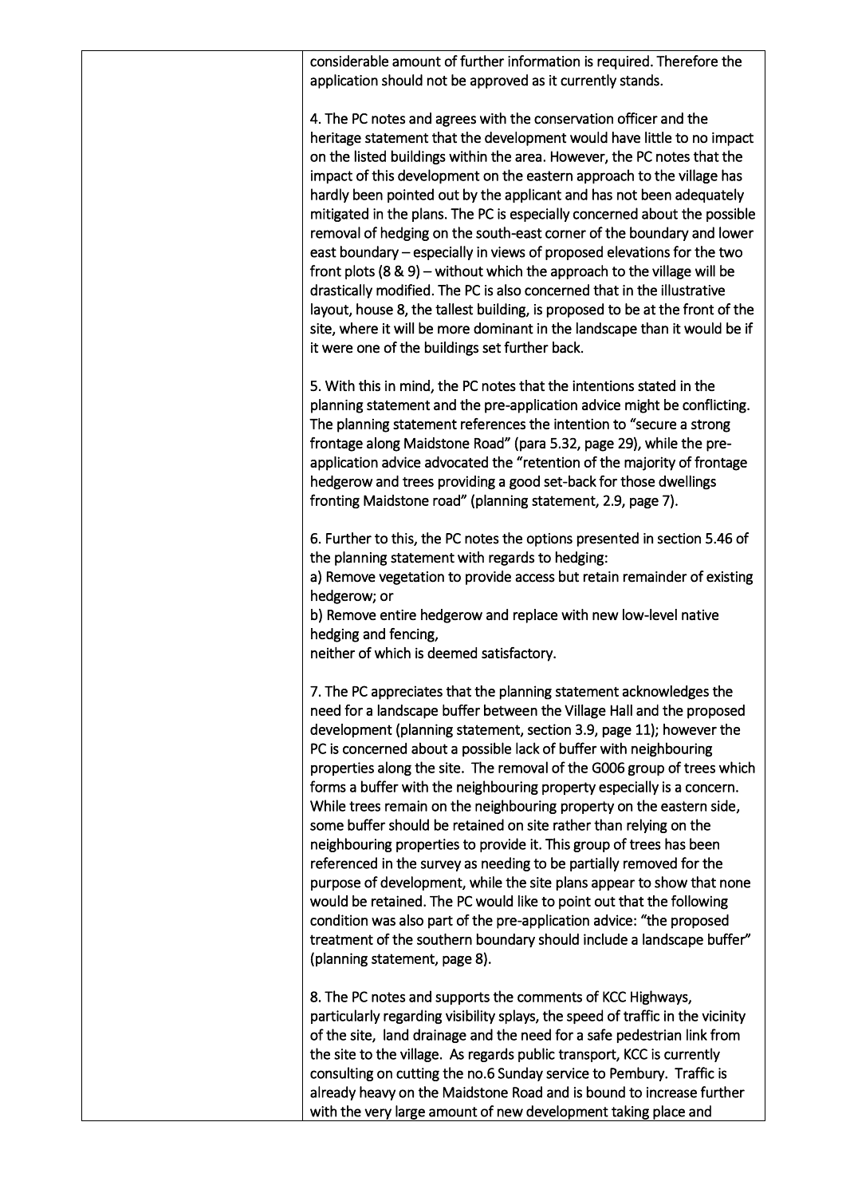| | considerable amount of further information is required. Therefore the application should not be approved as it currently stands.<br><br>4. The PC notes and agrees with the conservation officer and the heritage statement that the development would have little to no impact on the listed buildings within the area. However, the PC notes that the impact of this development on the eastern approach to the village has hardly been pointed out by the applicant and has not been adequately mitigated in the plans. The PC is especially concerned about the possible removal of hedging on the south-east corner of the boundary and lower east boundary – especially in views of proposed elevations for the two front plots (8 & 9) – without which the approach to the village will be drastically modified. The PC is also concerned that in the illustrative layout, house 8, the tallest building, is proposed to be at the front of the site, where it will be more dominant in the landscape than it would be if it were one of the buildings set further back.<br><br>5. With this in mind, the PC notes that the intentions stated in the planning statement and the pre-application advice might be conflicting. The planning statement references the intention to "secure a strong frontage along Maidstone Road" (para 5.32, page 29), while the pre-application advice advocated the "retention of the majority of frontage hedgerow and trees providing a good set-back for those dwellings fronting Maidstone road" (planning statement, 2.9, page 7).<br><br>6. Further to this, the PC notes the options presented in section 5.46 of the planning statement with regards to hedging:<br>a) Remove vegetation to provide access but retain remainder of existing hedgerow; or<br>b) Remove entire hedgerow and replace with new low-level native hedging and fencing,<br>neither of which is deemed satisfactory.<br><br>7. The PC appreciates that the planning statement acknowledges the need for a landscape buffer between the Village Hall and the proposed development (planning statement, section 3.9, page 11); however the PC is concerned about a possible lack of buffer with neighbouring properties along the site. The removal of the G006 group of trees which forms a buffer with the neighbouring property especially is a concern. While trees remain on the neighbouring property on the eastern side, some buffer should be retained on site rather than relying on the neighbouring properties to provide it. This group of trees has been referenced in the survey as needing to be partially removed for the purpose of development, while the site plans appear to show that none would be retained. The PC would like to point out that the following condition was also part of the pre-application advice: "the proposed treatment of the southern boundary should include a landscape buffer" (planning statement, page 8).<br><br>8. The PC notes and supports the comments of KCC Highways, particularly regarding visibility splays, the speed of traffic in the vicinity of the site, land drainage and the need for a safe pedestrian link from the site to the village. As regards public transport, KCC is currently consulting on cutting the no.6 Sunday service to Pembury. Traffic is already heavy on the Maidstone Road and is bound to increase further with the very large amount of new development taking place and |
|---|---|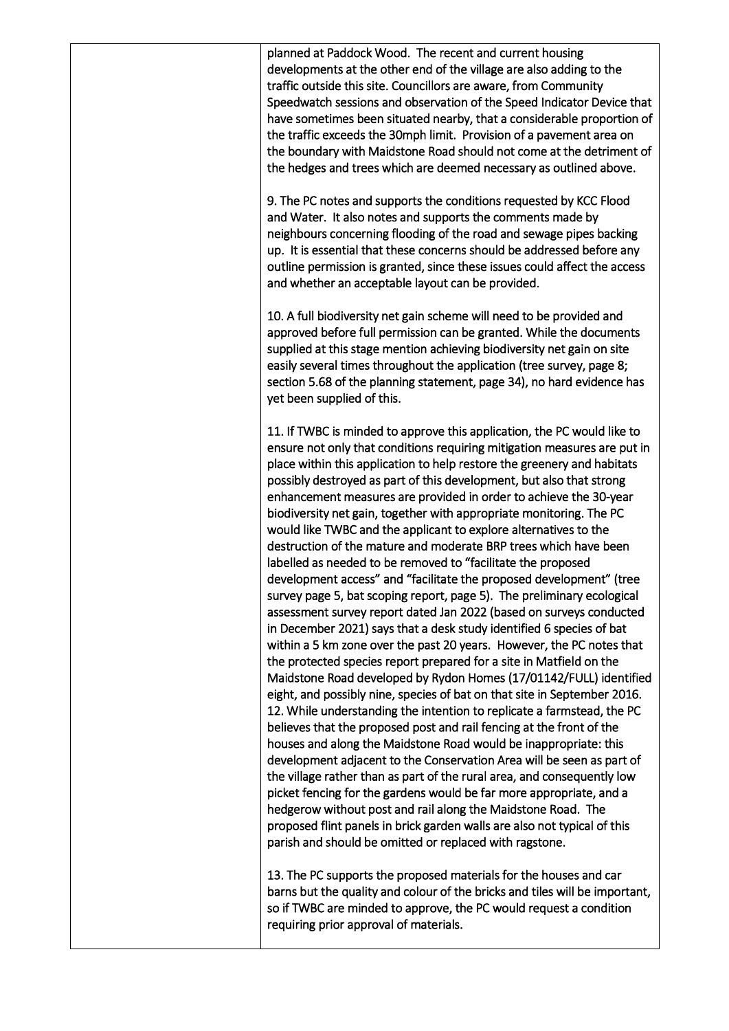| | |
|---|---|
| | planned at Paddock Wood. The recent and current housing developments at the other end of the village are also adding to the traffic outside this site. Councillors are aware, from Community Speedwatch sessions and observation of the Speed Indicator Device that have sometimes been situated nearby, that a considerable proportion of the traffic exceeds the 30mph limit. Provision of a pavement area on the boundary with Maidstone Road should not come at the detriment of the hedges and trees which are deemed necessary as outlined above.<br><br>9. The PC notes and supports the conditions requested by KCC Flood and Water. It also notes and supports the comments made by neighbours concerning flooding of the road and sewage pipes backing up. It is essential that these concerns should be addressed before any outline permission is granted, since these issues could affect the access and whether an acceptable layout can be provided.<br><br>10. A full biodiversity net gain scheme will need to be provided and approved before full permission can be granted. While the documents supplied at this stage mention achieving biodiversity net gain on site easily several times throughout the application (tree survey, page 8; section 5.68 of the planning statement, page 34), no hard evidence has yet been supplied of this.<br><br>11. If TWBC is minded to approve this application, the PC would like to ensure not only that conditions requiring mitigation measures are put in place within this application to help restore the greenery and habitats possibly destroyed as part of this development, but also that strong enhancement measures are provided in order to achieve the 30-year biodiversity net gain, together with appropriate monitoring. The PC would like TWBC and the applicant to explore alternatives to the destruction of the mature and moderate BRP trees which have been labelled as needed to be removed to "facilitate the proposed development access" and "facilitate the proposed development" (tree survey page 5, bat scoping report, page 5). The preliminary ecological assessment survey report dated Jan 2022 (based on surveys conducted in December 2021) says that a desk study identified 6 species of bat within a 5 km zone over the past 20 years. However, the PC notes that the protected species report prepared for a site in Matfield on the Maidstone Road developed by Rydon Homes (17/01142/FULL) identified eight, and possibly nine, species of bat on that site in September 2016.<br>12. While understanding the intention to replicate a farmstead, the PC believes that the proposed post and rail fencing at the front of the houses and along the Maidstone Road would be inappropriate: this development adjacent to the Conservation Area will be seen as part of the village rather than as part of the rural area, and consequently low picket fencing for the gardens would be far more appropriate, and a hedgerow without post and rail along the Maidstone Road. The proposed flint panels in brick garden walls are also not typical of this parish and should be omitted or replaced with ragstone.<br><br>13. The PC supports the proposed materials for the houses and car barns but the quality and colour of the bricks and tiles will be important, so if TWBC are minded to approve, the PC would request a condition requiring prior approval of materials. |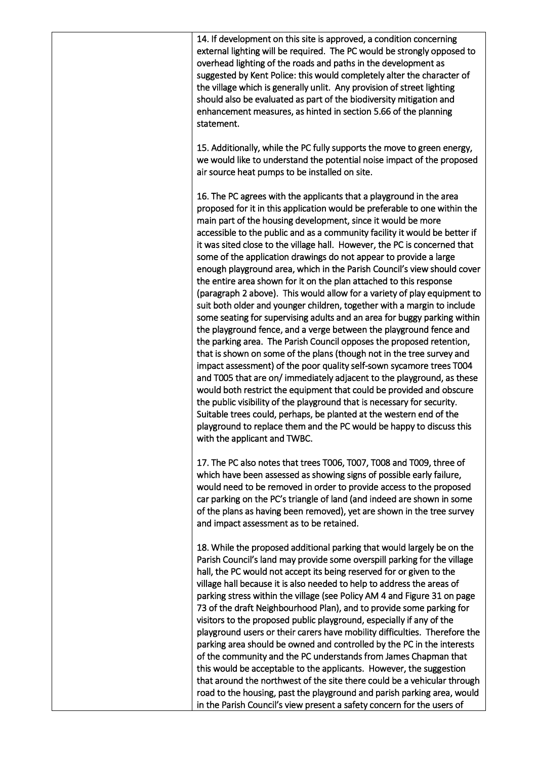| | |
|---|---|
| | 14. If development on this site is approved, a condition concerning external lighting will be required. The PC would be strongly opposed to overhead lighting of the roads and paths in the development as suggested by Kent Police: this would completely alter the character of the village which is generally unlit. Any provision of street lighting should also be evaluated as part of the biodiversity mitigation and enhancement measures, as hinted in section 5.66 of the planning statement.<br><br>15. Additionally, while the PC fully supports the move to green energy, we would like to understand the potential noise impact of the proposed air source heat pumps to be installed on site.<br><br>16. The PC agrees with the applicants that a playground in the area proposed for it in this application would be preferable to one within the main part of the housing development, since it would be more accessible to the public and as a community facility it would be better if it was sited close to the village hall. However, the PC is concerned that some of the application drawings do not appear to provide a large enough playground area, which in the Parish Council's view should cover the entire area shown for it on the plan attached to this response (paragraph 2 above). This would allow for a variety of play equipment to suit both older and younger children, together with a margin to include some seating for supervising adults and an area for buggy parking within the playground fence, and a verge between the playground fence and the parking area. The Parish Council opposes the proposed retention, that is shown on some of the plans (though not in the tree survey and impact assessment) of the poor quality self-sown sycamore trees T004 and T005 that are on/ immediately adjacent to the playground, as these would both restrict the equipment that could be provided and obscure the public visibility of the playground that is necessary for security. Suitable trees could, perhaps, be planted at the western end of the playground to replace them and the PC would be happy to discuss this with the applicant and TWBC.<br><br>17. The PC also notes that trees T006, T007, T008 and T009, three of which have been assessed as showing signs of possible early failure, would need to be removed in order to provide access to the proposed car parking on the PC's triangle of land (and indeed are shown in some of the plans as having been removed), yet are shown in the tree survey and impact assessment as to be retained.<br><br>18. While the proposed additional parking that would largely be on the Parish Council's land may provide some overspill parking for the village hall, the PC would not accept its being reserved for or given to the village hall because it is also needed to help to address the areas of parking stress within the village (see Policy AM 4 and Figure 31 on page 73 of the draft Neighbourhood Plan), and to provide some parking for visitors to the proposed public playground, especially if any of the playground users or their carers have mobility difficulties. Therefore the parking area should be owned and controlled by the PC in the interests of the community and the PC understands from James Chapman that this would be acceptable to the applicants. However, the suggestion that around the northwest of the site there could be a vehicular through road to the housing, past the playground and parish parking area, would in the Parish Council's view present a safety concern for the users of |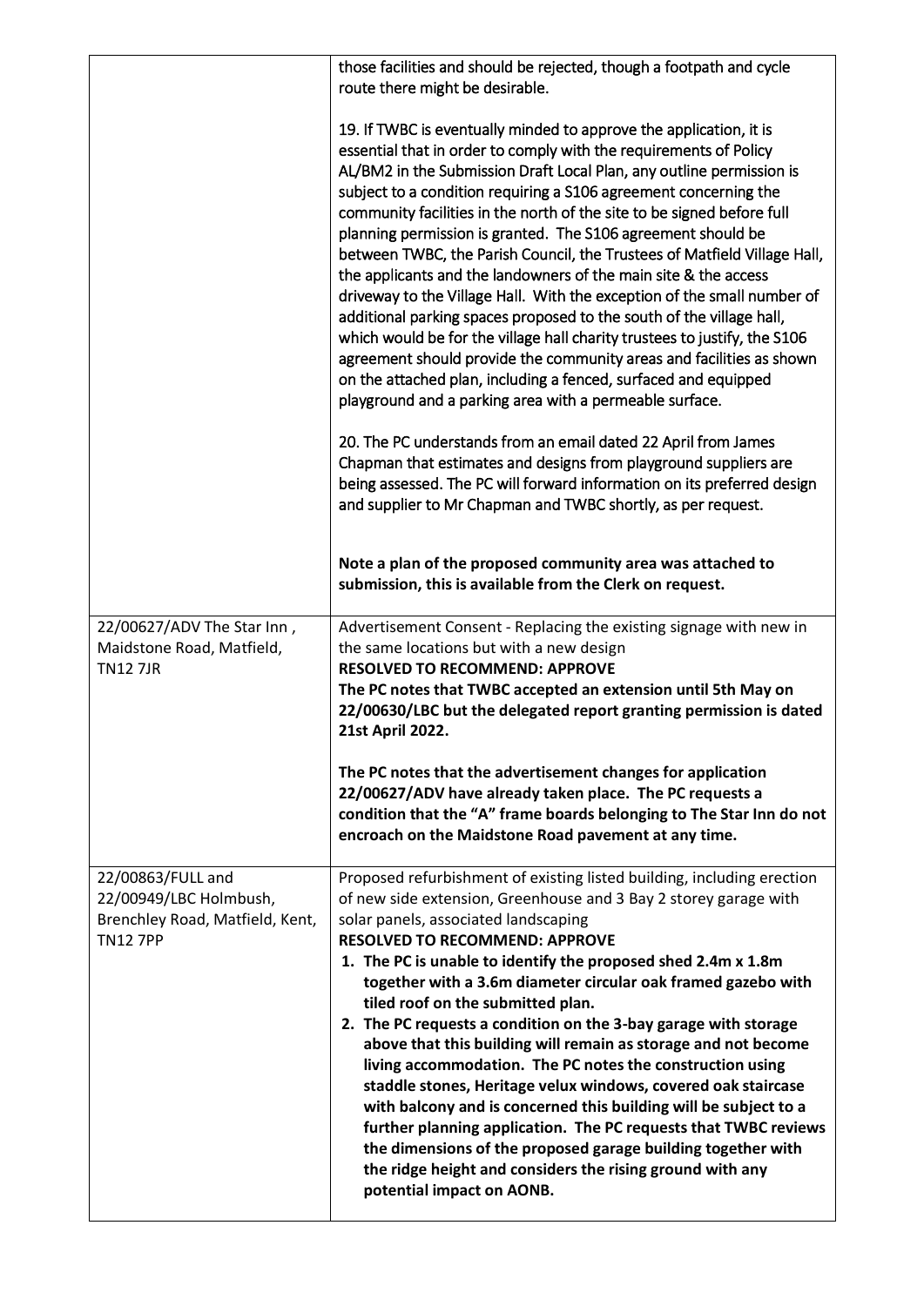| | |
|---|---|
| | those facilities and should be rejected, though a footpath and cycle route there might be desirable.<br><br>19. If TWBC is eventually minded to approve the application, it is essential that in order to comply with the requirements of Policy AL/BM2 in the Submission Draft Local Plan, any outline permission is subject to a condition requiring a S106 agreement concerning the community facilities in the north of the site to be signed before full planning permission is granted. The S106 agreement should be between TWBC, the Parish Council, the Trustees of Matfield Village Hall, the applicants and the landowners of the main site & the access driveway to the Village Hall. With the exception of the small number of additional parking spaces proposed to the south of the village hall, which would be for the village hall charity trustees to justify, the S106 agreement should provide the community areas and facilities as shown on the attached plan, including a fenced, surfaced and equipped playground and a parking area with a permeable surface.<br><br>20. The PC understands from an email dated 22 April from James Chapman that estimates and designs from playground suppliers are being assessed. The PC will forward information on its preferred design and supplier to Mr Chapman and TWBC shortly, as per request.<br><br>**Note a plan of the proposed community area was attached to submission, this is available from the Clerk on request.** |
| 22/00627/ADV The Star Inn , Maidstone Road, Matfield, TN12 7JR | Advertisement Consent - Replacing the existing signage with new in the same locations but with a new design<br>**RESOLVED TO RECOMMEND: APPROVE**<br>**The PC notes that TWBC accepted an extension until 5th May on 22/00630/LBC but the delegated report granting permission is dated 21st April 2022.**<br><br>**The PC notes that the advertisement changes for application 22/00627/ADV have already taken place. The PC requests a condition that the "A" frame boards belonging to The Star Inn do not encroach on the Maidstone Road pavement at any time.** |
| 22/00863/FULL and 22/00949/LBC Holmbush, Brenchley Road, Matfield, Kent, TN12 7PP | Proposed refurbishment of existing listed building, including erection of new side extension, Greenhouse and 3 Bay 2 storey garage with solar panels, associated landscaping<br>**RESOLVED TO RECOMMEND: APPROVE**<br>**1. The PC is unable to identify the proposed shed 2.4m x 1.8m together with a 3.6m diameter circular oak framed gazebo with tiled roof on the submitted plan.**<br>**2. The PC requests a condition on the 3-bay garage with storage above that this building will remain as storage and not become living accommodation. The PC notes the construction using staddle stones, Heritage velux windows, covered oak staircase with balcony and is concerned this building will be subject to a further planning application. The PC requests that TWBC reviews the dimensions of the proposed garage building together with the ridge height and considers the rising ground with any potential impact on AONB.** |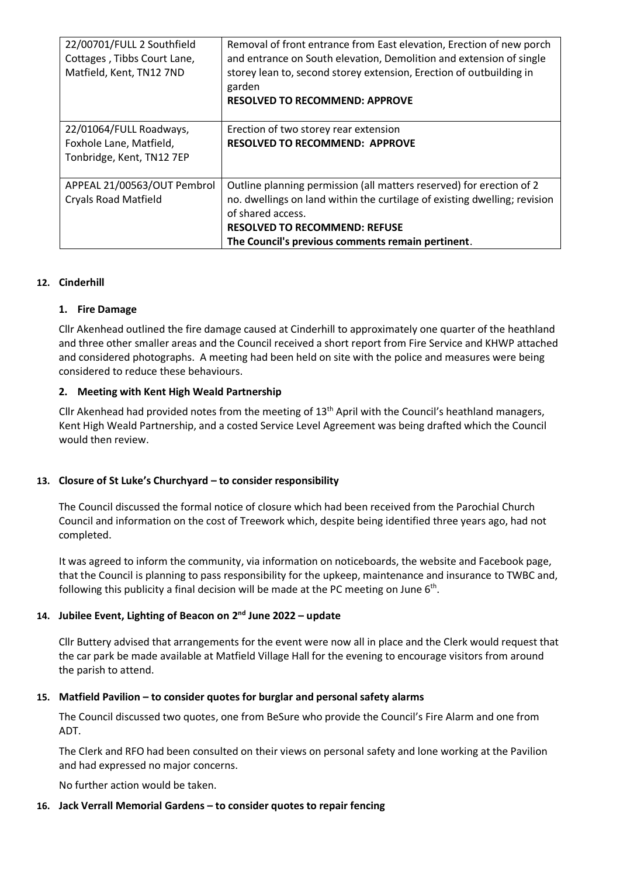| 22/00701/FULL 2 Southfield Cottages , Tibbs Court Lane, Matfield, Kent, TN12 7ND | Removal of front entrance from East elevation, Erection of new porch and entrance on South elevation, Demolition and extension of single storey lean to, second storey extension, Erection of outbuilding in garden<br>**RESOLVED TO RECOMMEND: APPROVE** |
|---|---|
| 22/01064/FULL Roadways, Foxhole Lane, Matfield, Tonbridge, Kent, TN12 7EP | Erection of two storey rear extension<br>**RESOLVED TO RECOMMEND: APPROVE** |
| APPEAL 21/00563/OUT Pembrol Cryals Road Matfield | Outline planning permission (all matters reserved) for erection of 2 no. dwellings on land within the curtilage of existing dwelling; revision of shared access.<br>**RESOLVED TO RECOMMEND: REFUSE**<br>**The Council's previous comments remain pertinent**. |

**12. Cinderhill**

**1. Fire Damage**

Cllr Akenhead outlined the fire damage caused at Cinderhill to approximately one quarter of the heathland and three other smaller areas and the Council received a short report from Fire Service and KHWP attached and considered photographs. A meeting had been held on site with the police and measures were being considered to reduce these behaviours.

**2. Meeting with Kent High Weald Partnership**

Cllr Akenhead had provided notes from the meeting of 13th April with the Council's heathland managers, Kent High Weald Partnership, and a costed Service Level Agreement was being drafted which the Council would then review.

**13. Closure of St Luke's Churchyard – to consider responsibility**

The Council discussed the formal notice of closure which had been received from the Parochial Church Council and information on the cost of Treework which, despite being identified three years ago, had not completed.

It was agreed to inform the community, via information on noticeboards, the website and Facebook page, that the Council is planning to pass responsibility for the upkeep, maintenance and insurance to TWBC and, following this publicity a final decision will be made at the PC meeting on June 6th.

**14. Jubilee Event, Lighting of Beacon on 2nd June 2022 – update**

Cllr Buttery advised that arrangements for the event were now all in place and the Clerk would request that the car park be made available at Matfield Village Hall for the evening to encourage visitors from around the parish to attend.

**15. Matfield Pavilion – to consider quotes for burglar and personal safety alarms**

The Council discussed two quotes, one from BeSure who provide the Council's Fire Alarm and one from ADT.

The Clerk and RFO had been consulted on their views on personal safety and lone working at the Pavilion and had expressed no major concerns.

No further action would be taken.

**16. Jack Verrall Memorial Gardens – to consider quotes to repair fencing**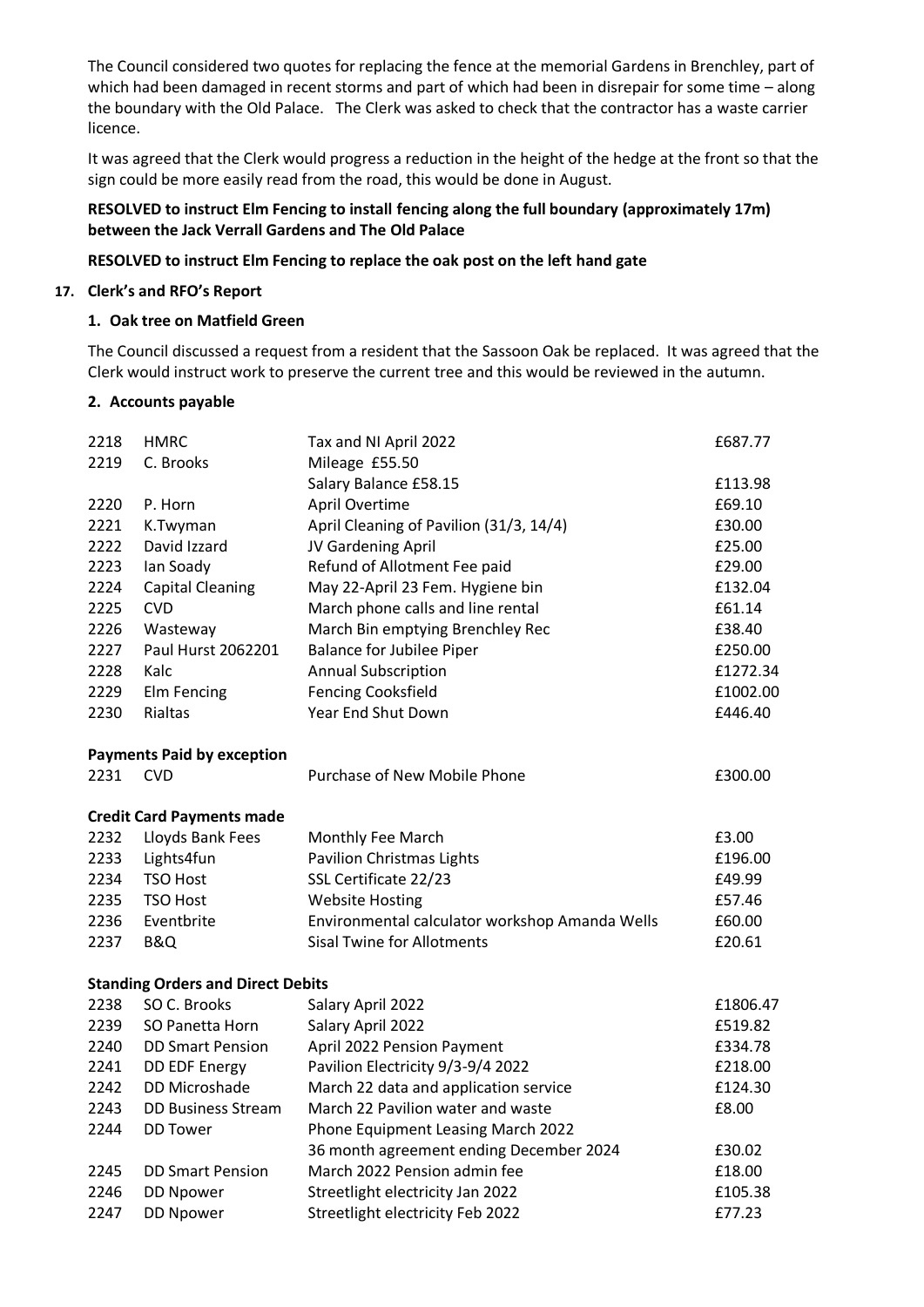The Council considered two quotes for replacing the fence at the memorial Gardens in Brenchley, part of which had been damaged in recent storms and part of which had been in disrepair for some time – along the boundary with the Old Palace. The Clerk was asked to check that the contractor has a waste carrier licence.

It was agreed that the Clerk would progress a reduction in the height of the hedge at the front so that the sign could be more easily read from the road, this would be done in August.

**RESOLVED to instruct Elm Fencing to install fencing along the full boundary (approximately 17m) between the Jack Verrall Gardens and The Old Palace**

**RESOLVED to instruct Elm Fencing to replace the oak post on the left hand gate**

**17. Clerk's and RFO's Report**

**1. Oak tree on Matfield Green**

The Council discussed a request from a resident that the Sassoon Oak be replaced. It was agreed that the Clerk would instruct work to preserve the current tree and this would be reviewed in the autumn.

**2. Accounts payable**

| | | | |
|---|---|---|---|
| 2218 | HMRC | Tax and NI April 2022 | £687.77 |
| 2219 | C. Brooks | Mileage £55.50<br>Salary Balance £58.15 | £113.98 |
| 2220 | P. Horn | April Overtime | £69.10 |
| 2221 | K.Twyman | April Cleaning of Pavilion (31/3, 14/4) | £30.00 |
| 2222 | David Izzard | JV Gardening April | £25.00 |
| 2223 | Ian Soady | Refund of Allotment Fee paid | £29.00 |
| 2224 | Capital Cleaning | May 22-April 23 Fem. Hygiene bin | £132.04 |
| 2225 | CVD | March phone calls and line rental | £61.14 |
| 2226 | Wasteway | March Bin emptying Brenchley Rec | £38.40 |
| 2227 | Paul Hurst 2062201 | Balance for Jubilee Piper | £250.00 |
| 2228 | Kalc | Annual Subscription | £1272.34 |
| 2229 | Elm Fencing | Fencing Cooksfield | £1002.00 |
| 2230 | Rialtas | Year End Shut Down | £446.40 |

**Payments Paid by exception**

| | | | |
|---|---|---|---|
| 2231 | CVD | Purchase of New Mobile Phone | £300.00 |

**Credit Card Payments made**

| | | | |
|---|---|---|---|
| 2232 | Lloyds Bank Fees | Monthly Fee March | £3.00 |
| 2233 | Lights4fun | Pavilion Christmas Lights | £196.00 |
| 2234 | TSO Host | SSL Certificate 22/23 | £49.99 |
| 2235 | TSO Host | Website Hosting | £57.46 |
| 2236 | Eventbrite | Environmental calculator workshop Amanda Wells | £60.00 |
| 2237 | B&Q | Sisal Twine for Allotments | £20.61 |

**Standing Orders and Direct Debits**

| | | | |
|---|---|---|---|
| 2238 | SO C. Brooks | Salary April 2022 | £1806.47 |
| 2239 | SO Panetta Horn | Salary April 2022 | £519.82 |
| 2240 | DD Smart Pension | April 2022 Pension Payment | £334.78 |
| 2241 | DD EDF Energy | Pavilion Electricity 9/3-9/4 2022 | £218.00 |
| 2242 | DD Microshade | March 22 data and application service | £124.30 |
| 2243 | DD Business Stream | March 22 Pavilion water and waste | £8.00 |
| 2244 | DD Tower | Phone Equipment Leasing March 2022<br>36 month agreement ending December 2024 | £30.02 |
| 2245 | DD Smart Pension | March 2022 Pension admin fee | £18.00 |
| 2246 | DD Npower | Streetlight electricity Jan 2022 | £105.38 |
| 2247 | DD Npower | Streetlight electricity Feb 2022 | £77.23 |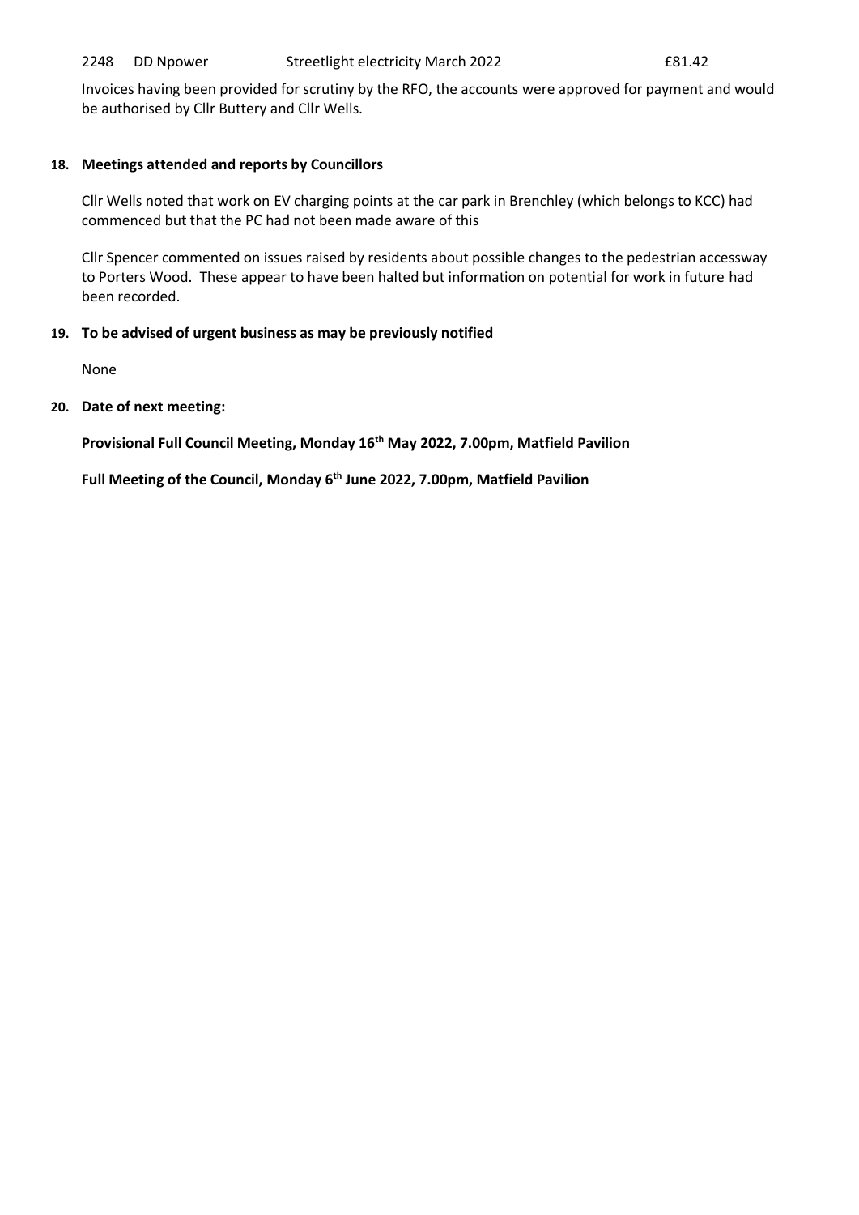| | | | |
|---|---|---|---|
| 2248 | DD Npower | Streetlight electricity March 2022 | £81.42 |

Invoices having been provided for scrutiny by the RFO, the accounts were approved for payment and would be authorised by Cllr Buttery and Cllr Wells.

**18. Meetings attended and reports by Councillors**

Cllr Wells noted that work on EV charging points at the car park in Brenchley (which belongs to KCC) had commenced but that the PC had not been made aware of this

Cllr Spencer commented on issues raised by residents about possible changes to the pedestrian accessway to Porters Wood. These appear to have been halted but information on potential for work in future had been recorded.

**19. To be advised of urgent business as may be previously notified**

None

**20. Date of next meeting:**

**Provisional Full Council Meeting, Monday 16th May 2022, 7.00pm, Matfield Pavilion**

**Full Meeting of the Council, Monday 6th June 2022, 7.00pm, Matfield Pavilion**